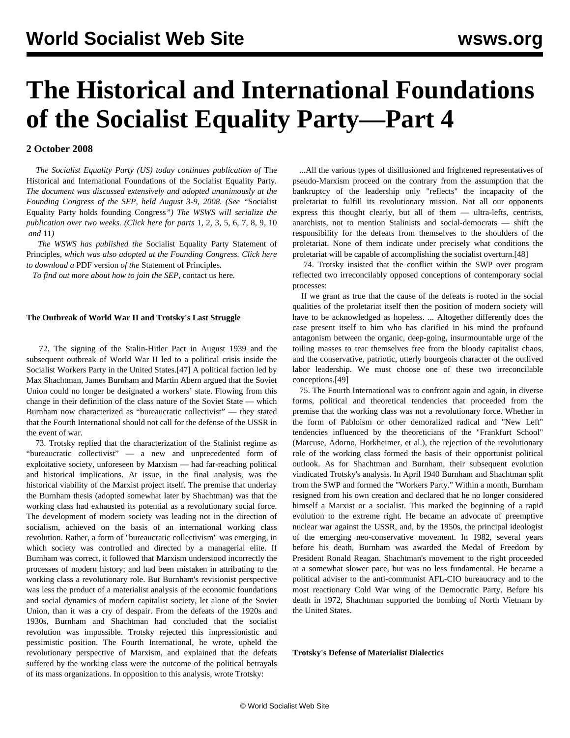# The Historical and International Foundations of the Socialist Equality Party—Part 4

**2 October 2008**

*The Socialist Equality Party (US) today continues publication of* The Historical and International Foundations of the Socialist Equality Party. *The document was discussed extensively and adopted unanimously at the Founding Congress of the SEP, held August 3-9, 2008. (See* "Socialist Equality Party holds founding Congress*") The WSWS will serialize the publication over two weeks. (Click here for parts* 1, 2, 3, 5, 6, 7, 8, 9, 10 *and* 11*)*

*The WSWS has published the* Socialist Equality Party Statement of Principles*, which was also adopted at the Founding Congress. Click here to download a* PDF version *of the* Statement of Principles*.*

*To find out more about how to join the SEP,* contact us here*.*

#### The Outbreak of World War II and Trotsky's Last Struggle

72. The signing of the Stalin-Hitler Pact in August 1939 and the subsequent outbreak of World War II led to a political crisis inside the Socialist Workers Party in the United States.[47] A political faction led by Max Shachtman, James Burnham and Martin Abern argued that the Soviet Union could no longer be designated a workers' state. Flowing from this change in their definition of the class nature of the Soviet State — which Burnham now characterized as "bureaucratic collectivist" — they stated that the Fourth International should not call for the defense of the USSR in the event of war.

73. Trotsky replied that the characterization of the Stalinist regime as "bureaucratic collectivist" — a new and unprecedented form of exploitative society, unforeseen by Marxism — had far-reaching political and historical implications. At issue, in the final analysis, was the historical viability of the Marxist project itself. The premise that underlay the Burnham thesis (adopted somewhat later by Shachtman) was that the working class had exhausted its potential as a revolutionary social force. The development of modern society was leading not in the direction of socialism, achieved on the basis of an international working class revolution. Rather, a form of "bureaucratic collectivism" was emerging, in which society was controlled and directed by a managerial elite. If Burnham was correct, it followed that Marxism understood incorrectly the processes of modern history; and had been mistaken in attributing to the working class a revolutionary role. But Burnham's revisionist perspective was less the product of a materialist analysis of the economic foundations and social dynamics of modern capitalist society, let alone of the Soviet Union, than it was a cry of despair. From the defeats of the 1920s and 1930s, Burnham and Shachtman had concluded that the socialist revolution was impossible. Trotsky rejected this impressionistic and pessimistic position. The Fourth International, he wrote, upheld the revolutionary perspective of Marxism, and explained that the defeats suffered by the working class were the outcome of the political betrayals of its mass organizations. In opposition to this analysis, wrote Trotsky:

> ...All the various types of disillusioned and frightened representatives of pseudo-Marxism proceed on the contrary from the assumption that the bankruptcy of the leadership only "reflects" the incapacity of the proletariat to fulfill its revolutionary mission. Not all our opponents express this thought clearly, but all of them — ultra-lefts, centrists, anarchists, not to mention Stalinists and social-democrats — shift the responsibility for the defeats from themselves to the shoulders of the proletariat. None of them indicate under precisely what conditions the proletariat will be capable of accomplishing the socialist overturn.[48]

74. Trotsky insisted that the conflict within the SWP over program reflected two irreconcilably opposed conceptions of contemporary social processes:

> If we grant as true that the cause of the defeats is rooted in the social qualities of the proletariat itself then the position of modern society will have to be acknowledged as hopeless. ... Altogether differently does the case present itself to him who has clarified in his mind the profound antagonism between the organic, deep-going, insurmountable urge of the toiling masses to tear themselves free from the bloody capitalist chaos, and the conservative, patriotic, utterly bourgeois character of the outlived labor leadership. We must choose one of these two irreconcilable conceptions.[49]

75. The Fourth International was to confront again and again, in diverse forms, political and theoretical tendencies that proceeded from the premise that the working class was not a revolutionary force. Whether in the form of Pabloism or other demoralized radical and "New Left" tendencies influenced by the theoreticians of the "Frankfurt School" (Marcuse, Adorno, Horkheimer, et al.), the rejection of the revolutionary role of the working class formed the basis of their opportunist political outlook. As for Shachtman and Burnham, their subsequent evolution vindicated Trotsky's analysis. In April 1940 Burnham and Shachtman split from the SWP and formed the "Workers Party." Within a month, Burnham resigned from his own creation and declared that he no longer considered himself a Marxist or a socialist. This marked the beginning of a rapid evolution to the extreme right. He became an advocate of preemptive nuclear war against the USSR, and, by the 1950s, the principal ideologist of the emerging neo-conservative movement. In 1982, several years before his death, Burnham was awarded the Medal of Freedom by President Ronald Reagan. Shachtman's movement to the right proceeded at a somewhat slower pace, but was no less fundamental. He became a political adviser to the anti-communist AFL-CIO bureaucracy and to the most reactionary Cold War wing of the Democratic Party. Before his death in 1972, Shachtman supported the bombing of North Vietnam by the United States.

#### Trotsky's Defense of Materialist Dialectics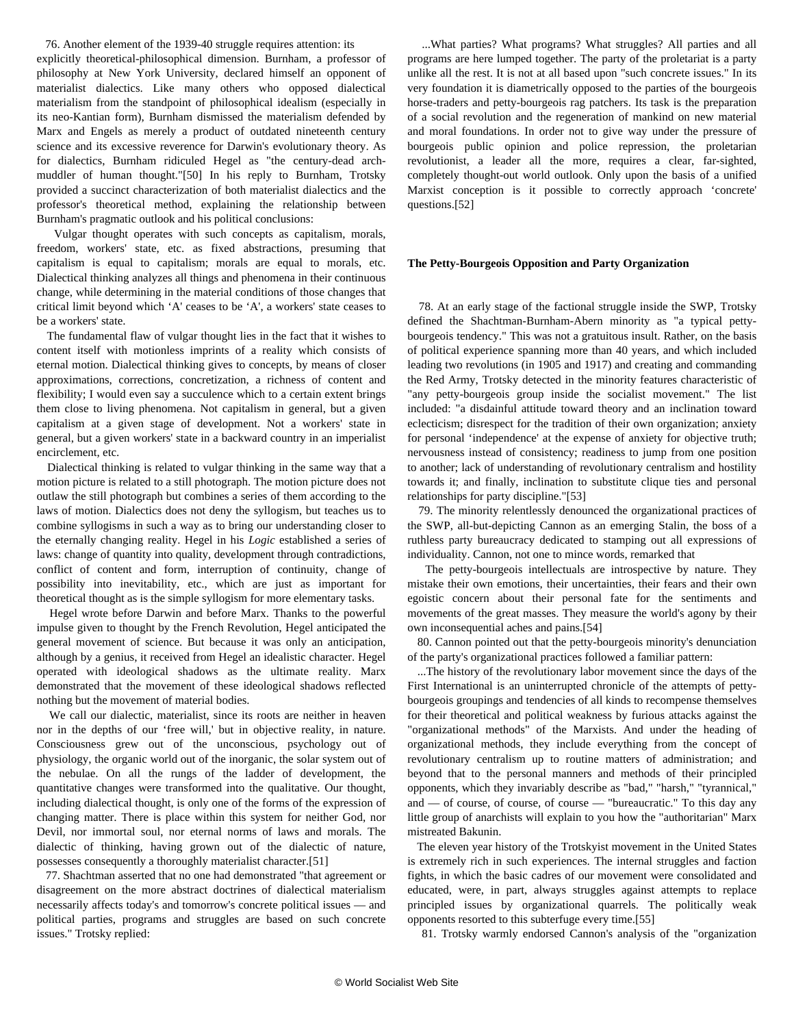76. Another element of the 1939-40 struggle requires attention: its explicitly theoretical-philosophical dimension. Burnham, a professor of philosophy at New York University, declared himself an opponent of materialist dialectics. Like many others who opposed dialectical materialism from the standpoint of philosophical idealism (especially in its neo-Kantian form), Burnham dismissed the materialism defended by Marx and Engels as merely a product of outdated nineteenth century science and its excessive reverence for Darwin's evolutionary theory. As for dialectics, Burnham ridiculed Hegel as "the century-dead arch-muddler of human thought."[50] In his reply to Burnham, Trotsky provided a succinct characterization of both materialist dialectics and the professor's theoretical method, explaining the relationship between Burnham's pragmatic outlook and his political conclusions:

> Vulgar thought operates with such concepts as capitalism, morals, freedom, workers' state, etc. as fixed abstractions, presuming that capitalism is equal to capitalism; morals are equal to morals, etc. Dialectical thinking analyzes all things and phenomena in their continuous change, while determining in the material conditions of those changes that critical limit beyond which 'A' ceases to be 'A', a workers' state ceases to be a workers' state.
>
> The fundamental flaw of vulgar thought lies in the fact that it wishes to content itself with motionless imprints of a reality which consists of eternal motion. Dialectical thinking gives to concepts, by means of closer approximations, corrections, concretization, a richness of content and flexibility; I would even say a succulence which to a certain extent brings them close to living phenomena. Not capitalism in general, but a given capitalism at a given stage of development. Not a workers' state in general, but a given workers' state in a backward country in an imperialist encirclement, etc.
>
> Dialectical thinking is related to vulgar thinking in the same way that a motion picture is related to a still photograph. The motion picture does not outlaw the still photograph but combines a series of them according to the laws of motion. Dialectics does not deny the syllogism, but teaches us to combine syllogisms in such a way as to bring our understanding closer to the eternally changing reality. Hegel in his *Logic* established a series of laws: change of quantity into quality, development through contradictions, conflict of content and form, interruption of continuity, change of possibility into inevitability, etc., which are just as important for theoretical thought as is the simple syllogism for more elementary tasks.
>
> Hegel wrote before Darwin and before Marx. Thanks to the powerful impulse given to thought by the French Revolution, Hegel anticipated the general movement of science. But because it was only an anticipation, although by a genius, it received from Hegel an idealistic character. Hegel operated with ideological shadows as the ultimate reality. Marx demonstrated that the movement of these ideological shadows reflected nothing but the movement of material bodies.
>
> We call our dialectic, materialist, since its roots are neither in heaven nor in the depths of our 'free will,' but in objective reality, in nature. Consciousness grew out of the unconscious, psychology out of physiology, the organic world out of the inorganic, the solar system out of the nebulae. On all the rungs of the ladder of development, the quantitative changes were transformed into the qualitative. Our thought, including dialectical thought, is only one of the forms of the expression of changing matter. There is place within this system for neither God, nor Devil, nor immortal soul, nor eternal norms of laws and morals. The dialectic of thinking, having grown out of the dialectic of nature, possesses consequently a thoroughly materialist character.[51]

77. Shachtman asserted that no one had demonstrated "that agreement or disagreement on the more abstract doctrines of dialectical materialism necessarily affects today's and tomorrow's concrete political issues — and political parties, programs and struggles are based on such concrete issues." Trotsky replied:

> ...What parties? What programs? What struggles? All parties and all programs are here lumped together. The party of the proletariat is a party unlike all the rest. It is not at all based upon "such concrete issues." In its very foundation it is diametrically opposed to the parties of the bourgeois horse-traders and petty-bourgeois rag patchers. Its task is the preparation of a social revolution and the regeneration of mankind on new material and moral foundations. In order not to give way under the pressure of bourgeois public opinion and police repression, the proletarian revolutionist, a leader all the more, requires a clear, far-sighted, completely thought-out world outlook. Only upon the basis of a unified Marxist conception is it possible to correctly approach 'concrete' questions.[52]

**The Petty-Bourgeois Opposition and Party Organization**

78. At an early stage of the factional struggle inside the SWP, Trotsky defined the Shachtman-Burnham-Abern minority as "a typical petty-bourgeois tendency." This was not a gratuitous insult. Rather, on the basis of political experience spanning more than 40 years, and which included leading two revolutions (in 1905 and 1917) and creating and commanding the Red Army, Trotsky detected in the minority features characteristic of "any petty-bourgeois group inside the socialist movement." The list included: "a disdainful attitude toward theory and an inclination toward eclecticism; disrespect for the tradition of their own organization; anxiety for personal 'independence' at the expense of anxiety for objective truth; nervousness instead of consistency; readiness to jump from one position to another; lack of understanding of revolutionary centralism and hostility towards it; and finally, inclination to substitute clique ties and personal relationships for party discipline."[53]

79. The minority relentlessly denounced the organizational practices of the SWP, all-but-depicting Cannon as an emerging Stalin, the boss of a ruthless party bureaucracy dedicated to stamping out all expressions of individuality. Cannon, not one to mince words, remarked that

> The petty-bourgeois intellectuals are introspective by nature. They mistake their own emotions, their uncertainties, their fears and their own egoistic concern about their personal fate for the sentiments and movements of the great masses. They measure the world's agony by their own inconsequential aches and pains.[54]

80. Cannon pointed out that the petty-bourgeois minority's denunciation of the party's organizational practices followed a familiar pattern:

> ...The history of the revolutionary labor movement since the days of the First International is an uninterrupted chronicle of the attempts of petty-bourgeois groupings and tendencies of all kinds to recompense themselves for their theoretical and political weakness by furious attacks against the "organizational methods" of the Marxists. And under the heading of organizational methods, they include everything from the concept of revolutionary centralism up to routine matters of administration; and beyond that to the personal manners and methods of their principled opponents, which they invariably describe as "bad," "harsh," "tyrannical," and — of course, of course, of course — "bureaucratic." To this day any little group of anarchists will explain to you how the "authoritarian" Marx mistreated Bakunin.
>
> The eleven year history of the Trotskyist movement in the United States is extremely rich in such experiences. The internal struggles and faction fights, in which the basic cadres of our movement were consolidated and educated, were, in part, always struggles against attempts to replace principled issues by organizational quarrels. The politically weak opponents resorted to this subterfuge every time.[55]

81. Trotsky warmly endorsed Cannon's analysis of the "organization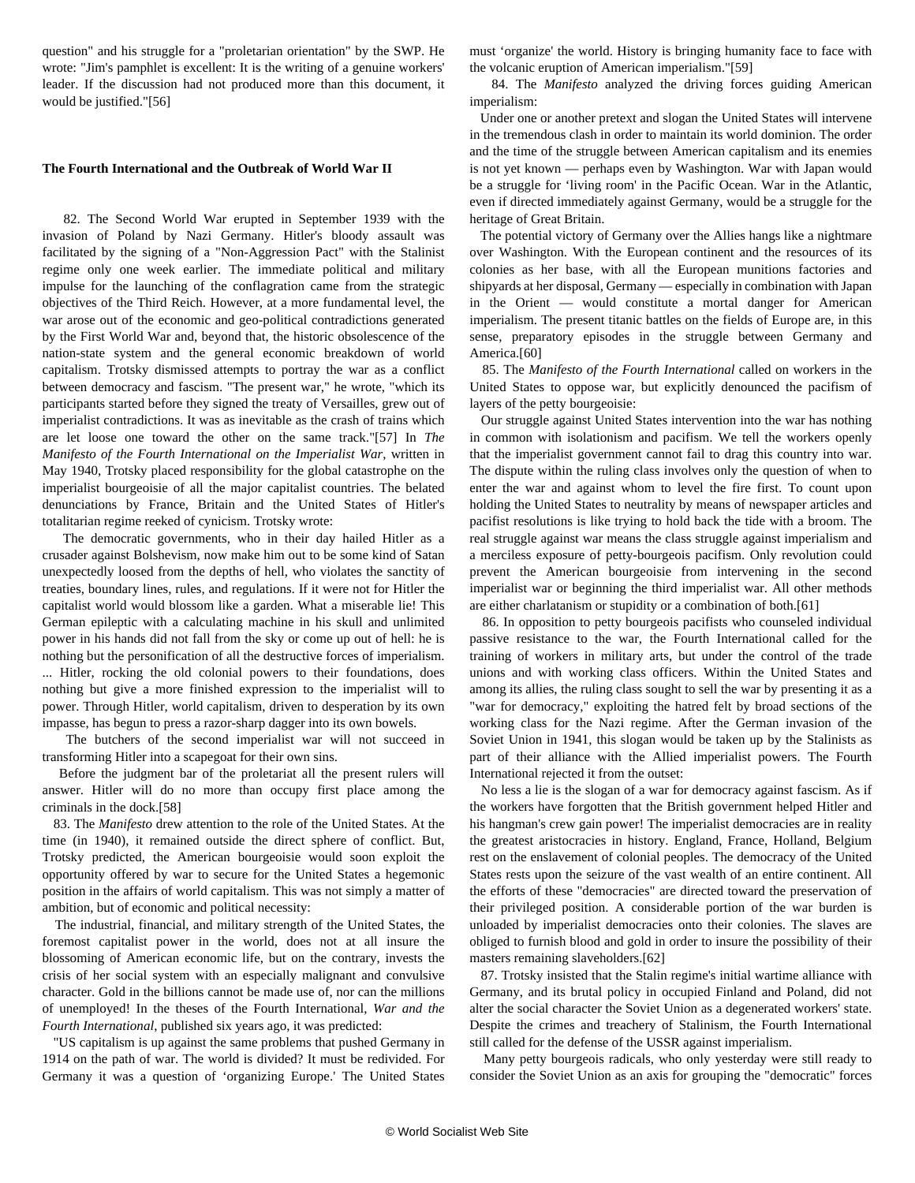question" and his struggle for a "proletarian orientation" by the SWP. He wrote: "Jim's pamphlet is excellent: It is the writing of a genuine workers' leader. If the discussion had not produced more than this document, it would be justified."[56]

## The Fourth International and the Outbreak of World War II

82. The Second World War erupted in September 1939 with the invasion of Poland by Nazi Germany. Hitler's bloody assault was facilitated by the signing of a "Non-Aggression Pact" with the Stalinist regime only one week earlier. The immediate political and military impulse for the launching of the conflagration came from the strategic objectives of the Third Reich. However, at a more fundamental level, the war arose out of the economic and geo-political contradictions generated by the First World War and, beyond that, the historic obsolescence of the nation-state system and the general economic breakdown of world capitalism. Trotsky dismissed attempts to portray the war as a conflict between democracy and fascism. "The present war," he wrote, "which its participants started before they signed the treaty of Versailles, grew out of imperialist contradictions. It was as inevitable as the crash of trains which are let loose one toward the other on the same track."[57] In *The Manifesto of the Fourth International on the Imperialist War*, written in May 1940, Trotsky placed responsibility for the global catastrophe on the imperialist bourgeoisie of all the major capitalist countries. The belated denunciations by France, Britain and the United States of Hitler's totalitarian regime reeked of cynicism. Trotsky wrote:

The democratic governments, who in their day hailed Hitler as a crusader against Bolshevism, now make him out to be some kind of Satan unexpectedly loosed from the depths of hell, who violates the sanctity of treaties, boundary lines, rules, and regulations. If it were not for Hitler the capitalist world would blossom like a garden. What a miserable lie! This German epileptic with a calculating machine in his skull and unlimited power in his hands did not fall from the sky or come up out of hell: he is nothing but the personification of all the destructive forces of imperialism. ... Hitler, rocking the old colonial powers to their foundations, does nothing but give a more finished expression to the imperialist will to power. Through Hitler, world capitalism, driven to desperation by its own impasse, has begun to press a razor-sharp dagger into its own bowels.

The butchers of the second imperialist war will not succeed in transforming Hitler into a scapegoat for their own sins.

Before the judgment bar of the proletariat all the present rulers will answer. Hitler will do no more than occupy first place among the criminals in the dock.[58]

83. The *Manifesto* drew attention to the role of the United States. At the time (in 1940), it remained outside the direct sphere of conflict. But, Trotsky predicted, the American bourgeoisie would soon exploit the opportunity offered by war to secure for the United States a hegemonic position in the affairs of world capitalism. This was not simply a matter of ambition, but of economic and political necessity:

The industrial, financial, and military strength of the United States, the foremost capitalist power in the world, does not at all insure the blossoming of American economic life, but on the contrary, invests the crisis of her social system with an especially malignant and convulsive character. Gold in the billions cannot be made use of, nor can the millions of unemployed! In the theses of the Fourth International, *War and the Fourth International*, published six years ago, it was predicted:

"US capitalism is up against the same problems that pushed Germany in 1914 on the path of war. The world is divided? It must be redivided. For Germany it was a question of 'organizing Europe.' The United States must 'organize' the world. History is bringing humanity face to face with the volcanic eruption of American imperialism."[59]

84. The *Manifesto* analyzed the driving forces guiding American imperialism:

Under one or another pretext and slogan the United States will intervene in the tremendous clash in order to maintain its world dominion. The order and the time of the struggle between American capitalism and its enemies is not yet known — perhaps even by Washington. War with Japan would be a struggle for 'living room' in the Pacific Ocean. War in the Atlantic, even if directed immediately against Germany, would be a struggle for the heritage of Great Britain.

The potential victory of Germany over the Allies hangs like a nightmare over Washington. With the European continent and the resources of its colonies as her base, with all the European munitions factories and shipyards at her disposal, Germany — especially in combination with Japan in the Orient — would constitute a mortal danger for American imperialism. The present titanic battles on the fields of Europe are, in this sense, preparatory episodes in the struggle between Germany and America.[60]

85. The *Manifesto of the Fourth International* called on workers in the United States to oppose war, but explicitly denounced the pacifism of layers of the petty bourgeoisie:

Our struggle against United States intervention into the war has nothing in common with isolationism and pacifism. We tell the workers openly that the imperialist government cannot fail to drag this country into war. The dispute within the ruling class involves only the question of when to enter the war and against whom to level the fire first. To count upon holding the United States to neutrality by means of newspaper articles and pacifist resolutions is like trying to hold back the tide with a broom. The real struggle against war means the class struggle against imperialism and a merciless exposure of petty-bourgeois pacifism. Only revolution could prevent the American bourgeoisie from intervening in the second imperialist war or beginning the third imperialist war. All other methods are either charlatanism or stupidity or a combination of both.[61]

86. In opposition to petty bourgeois pacifists who counseled individual passive resistance to the war, the Fourth International called for the training of workers in military arts, but under the control of the trade unions and with working class officers. Within the United States and among its allies, the ruling class sought to sell the war by presenting it as a "war for democracy," exploiting the hatred felt by broad sections of the working class for the Nazi regime. After the German invasion of the Soviet Union in 1941, this slogan would be taken up by the Stalinists as part of their alliance with the Allied imperialist powers. The Fourth International rejected it from the outset:

No less a lie is the slogan of a war for democracy against fascism. As if the workers have forgotten that the British government helped Hitler and his hangman's crew gain power! The imperialist democracies are in reality the greatest aristocracies in history. England, France, Holland, Belgium rest on the enslavement of colonial peoples. The democracy of the United States rests upon the seizure of the vast wealth of an entire continent. All the efforts of these "democracies" are directed toward the preservation of their privileged position. A considerable portion of the war burden is unloaded by imperialist democracies onto their colonies. The slaves are obliged to furnish blood and gold in order to insure the possibility of their masters remaining slaveholders.[62]

87. Trotsky insisted that the Stalin regime's initial wartime alliance with Germany, and its brutal policy in occupied Finland and Poland, did not alter the social character the Soviet Union as a degenerated workers' state. Despite the crimes and treachery of Stalinism, the Fourth International still called for the defense of the USSR against imperialism.

Many petty bourgeois radicals, who only yesterday were still ready to consider the Soviet Union as an axis for grouping the "democratic" forces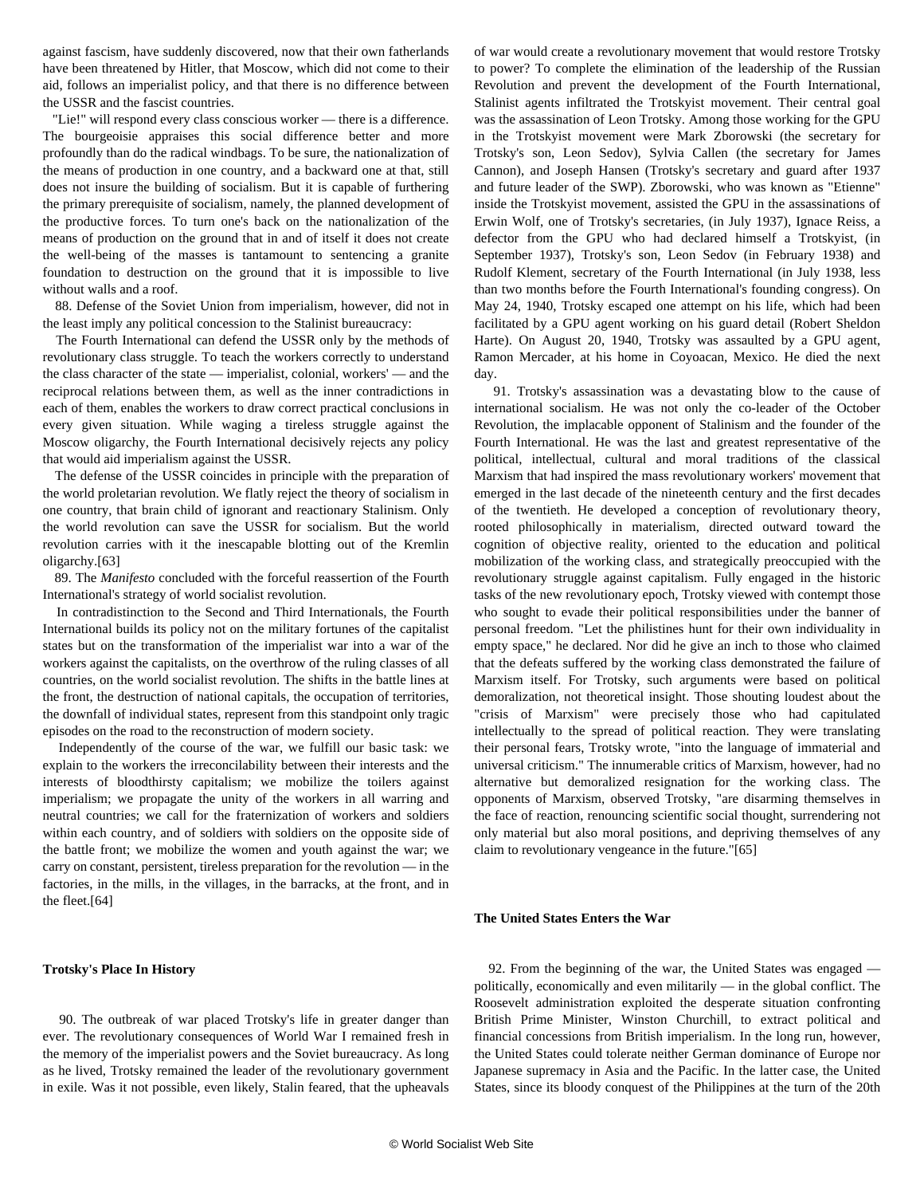against fascism, have suddenly discovered, now that their own fatherlands have been threatened by Hitler, that Moscow, which did not come to their aid, follows an imperialist policy, and that there is no difference between the USSR and the fascist countries.

"Lie!" will respond every class conscious worker — there is a difference. The bourgeoisie appraises this social difference better and more profoundly than do the radical windbags. To be sure, the nationalization of the means of production in one country, and a backward one at that, still does not insure the building of socialism. But it is capable of furthering the primary prerequisite of socialism, namely, the planned development of the productive forces. To turn one's back on the nationalization of the means of production on the ground that in and of itself it does not create the well-being of the masses is tantamount to sentencing a granite foundation to destruction on the ground that it is impossible to live without walls and a roof.

88. Defense of the Soviet Union from imperialism, however, did not in the least imply any political concession to the Stalinist bureaucracy:

The Fourth International can defend the USSR only by the methods of revolutionary class struggle. To teach the workers correctly to understand the class character of the state — imperialist, colonial, workers' — and the reciprocal relations between them, as well as the inner contradictions in each of them, enables the workers to draw correct practical conclusions in every given situation. While waging a tireless struggle against the Moscow oligarchy, the Fourth International decisively rejects any policy that would aid imperialism against the USSR.

The defense of the USSR coincides in principle with the preparation of the world proletarian revolution. We flatly reject the theory of socialism in one country, that brain child of ignorant and reactionary Stalinism. Only the world revolution can save the USSR for socialism. But the world revolution carries with it the inescapable blotting out of the Kremlin oligarchy.[63]

89. The *Manifesto* concluded with the forceful reassertion of the Fourth International's strategy of world socialist revolution.

In contradistinction to the Second and Third Internationals, the Fourth International builds its policy not on the military fortunes of the capitalist states but on the transformation of the imperialist war into a war of the workers against the capitalists, on the overthrow of the ruling classes of all countries, on the world socialist revolution. The shifts in the battle lines at the front, the destruction of national capitals, the occupation of territories, the downfall of individual states, represent from this standpoint only tragic episodes on the road to the reconstruction of modern society.

Independently of the course of the war, we fulfill our basic task: we explain to the workers the irreconcilability between their interests and the interests of bloodthirsty capitalism; we mobilize the toilers against imperialism; we propagate the unity of the workers in all warring and neutral countries; we call for the fraternization of workers and soldiers within each country, and of soldiers with soldiers on the opposite side of the battle front; we mobilize the women and youth against the war; we carry on constant, persistent, tireless preparation for the revolution — in the factories, in the mills, in the villages, in the barracks, at the front, and in the fleet.[64]

**Trotsky's Place In History**

90. The outbreak of war placed Trotsky's life in greater danger than ever. The revolutionary consequences of World War I remained fresh in the memory of the imperialist powers and the Soviet bureaucracy. As long as he lived, Trotsky remained the leader of the revolutionary government in exile. Was it not possible, even likely, Stalin feared, that the upheavals of war would create a revolutionary movement that would restore Trotsky to power? To complete the elimination of the leadership of the Russian Revolution and prevent the development of the Fourth International, Stalinist agents infiltrated the Trotskyist movement. Their central goal was the assassination of Leon Trotsky. Among those working for the GPU in the Trotskyist movement were Mark Zborowski (the secretary for Trotsky's son, Leon Sedov), Sylvia Callen (the secretary for James Cannon), and Joseph Hansen (Trotsky's secretary and guard after 1937 and future leader of the SWP). Zborowski, who was known as "Etienne" inside the Trotskyist movement, assisted the GPU in the assassinations of Erwin Wolf, one of Trotsky's secretaries, (in July 1937), Ignace Reiss, a defector from the GPU who had declared himself a Trotskyist, (in September 1937), Trotsky's son, Leon Sedov (in February 1938) and Rudolf Klement, secretary of the Fourth International (in July 1938, less than two months before the Fourth International's founding congress). On May 24, 1940, Trotsky escaped one attempt on his life, which had been facilitated by a GPU agent working on his guard detail (Robert Sheldon Harte). On August 20, 1940, Trotsky was assaulted by a GPU agent, Ramon Mercader, at his home in Coyoacan, Mexico. He died the next day.

91. Trotsky's assassination was a devastating blow to the cause of international socialism. He was not only the co-leader of the October Revolution, the implacable opponent of Stalinism and the founder of the Fourth International. He was the last and greatest representative of the political, intellectual, cultural and moral traditions of the classical Marxism that had inspired the mass revolutionary workers' movement that emerged in the last decade of the nineteenth century and the first decades of the twentieth. He developed a conception of revolutionary theory, rooted philosophically in materialism, directed outward toward the cognition of objective reality, oriented to the education and political mobilization of the working class, and strategically preoccupied with the revolutionary struggle against capitalism. Fully engaged in the historic tasks of the new revolutionary epoch, Trotsky viewed with contempt those who sought to evade their political responsibilities under the banner of personal freedom. "Let the philistines hunt for their own individuality in empty space," he declared. Nor did he give an inch to those who claimed that the defeats suffered by the working class demonstrated the failure of Marxism itself. For Trotsky, such arguments were based on political demoralization, not theoretical insight. Those shouting loudest about the "crisis of Marxism" were precisely those who had capitulated intellectually to the spread of political reaction. They were translating their personal fears, Trotsky wrote, "into the language of immaterial and universal criticism." The innumerable critics of Marxism, however, had no alternative but demoralized resignation for the working class. The opponents of Marxism, observed Trotsky, "are disarming themselves in the face of reaction, renouncing scientific social thought, surrendering not only material but also moral positions, and depriving themselves of any claim to revolutionary vengeance in the future."[65]

**The United States Enters the War**

92. From the beginning of the war, the United States was engaged — politically, economically and even militarily — in the global conflict. The Roosevelt administration exploited the desperate situation confronting British Prime Minister, Winston Churchill, to extract political and financial concessions from British imperialism. In the long run, however, the United States could tolerate neither German dominance of Europe nor Japanese supremacy in Asia and the Pacific. In the latter case, the United States, since its bloody conquest of the Philippines at the turn of the 20th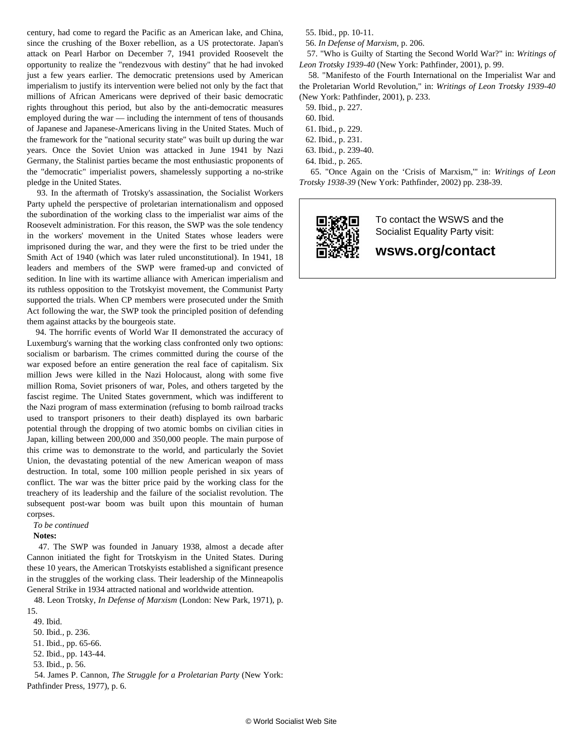century, had come to regard the Pacific as an American lake, and China, since the crushing of the Boxer rebellion, as a US protectorate. Japan's attack on Pearl Harbor on December 7, 1941 provided Roosevelt the opportunity to realize the "rendezvous with destiny" that he had invoked just a few years earlier. The democratic pretensions used by American imperialism to justify its intervention were belied not only by the fact that millions of African Americans were deprived of their basic democratic rights throughout this period, but also by the anti-democratic measures employed during the war — including the internment of tens of thousands of Japanese and Japanese-Americans living in the United States. Much of the framework for the "national security state" was built up during the war years. Once the Soviet Union was attacked in June 1941 by Nazi Germany, the Stalinist parties became the most enthusiastic proponents of the "democratic" imperialist powers, shamelessly supporting a no-strike pledge in the United States.

93. In the aftermath of Trotsky's assassination, the Socialist Workers Party upheld the perspective of proletarian internationalism and opposed the subordination of the working class to the imperialist war aims of the Roosevelt administration. For this reason, the SWP was the sole tendency in the workers' movement in the United States whose leaders were imprisoned during the war, and they were the first to be tried under the Smith Act of 1940 (which was later ruled unconstitutional). In 1941, 18 leaders and members of the SWP were framed-up and convicted of sedition. In line with its wartime alliance with American imperialism and its ruthless opposition to the Trotskyist movement, the Communist Party supported the trials. When CP members were prosecuted under the Smith Act following the war, the SWP took the principled position of defending them against attacks by the bourgeois state.

94. The horrific events of World War II demonstrated the accuracy of Luxemburg's warning that the working class confronted only two options: socialism or barbarism. The crimes committed during the course of the war exposed before an entire generation the real face of capitalism. Six million Jews were killed in the Nazi Holocaust, along with some five million Roma, Soviet prisoners of war, Poles, and others targeted by the fascist regime. The United States government, which was indifferent to the Nazi program of mass extermination (refusing to bomb railroad tracks used to transport prisoners to their death) displayed its own barbaric potential through the dropping of two atomic bombs on civilian cities in Japan, killing between 200,000 and 350,000 people. The main purpose of this crime was to demonstrate to the world, and particularly the Soviet Union, the devastating potential of the new American weapon of mass destruction. In total, some 100 million people perished in six years of conflict. The war was the bitter price paid by the working class for the treachery of its leadership and the failure of the socialist revolution. The subsequent post-war boom was built upon this mountain of human corpses.

*To be continued*

**Notes:**

47. The SWP was founded in January 1938, almost a decade after Cannon initiated the fight for Trotskyism in the United States. During these 10 years, the American Trotskyists established a significant presence in the struggles of the working class. Their leadership of the Minneapolis General Strike in 1934 attracted national and worldwide attention.

48. Leon Trotsky, *In Defense of Marxism* (London: New Park, 1971), p. 15.

49. Ibid.

50. Ibid., p. 236.

51. Ibid., pp. 65-66.

52. Ibid., pp. 143-44.

53. Ibid., p. 56.

54. James P. Cannon, *The Struggle for a Proletarian Party* (New York: Pathfinder Press, 1977), p. 6.

55. Ibid., pp. 10-11.

56. *In Defense of Marxism*, p. 206.

57. "Who is Guilty of Starting the Second World War?" in: *Writings of Leon Trotsky 1939-40* (New York: Pathfinder, 2001), p. 99.

58. "Manifesto of the Fourth International on the Imperialist War and the Proletarian World Revolution," in: *Writings of Leon Trotsky 1939-40* (New York: Pathfinder, 2001), p. 233.

59. Ibid., p. 227.

60. Ibid.

61. Ibid., p. 229.

62. Ibid., p. 231.

63. Ibid., p. 239-40.

64. Ibid., p. 265.

65. "Once Again on the 'Crisis of Marxism,'" in: *Writings of Leon Trotsky 1938-39* (New York: Pathfinder, 2002) pp. 238-39.

To contact the WSWS and the Socialist Equality Party visit:

**wsws.org/contact**